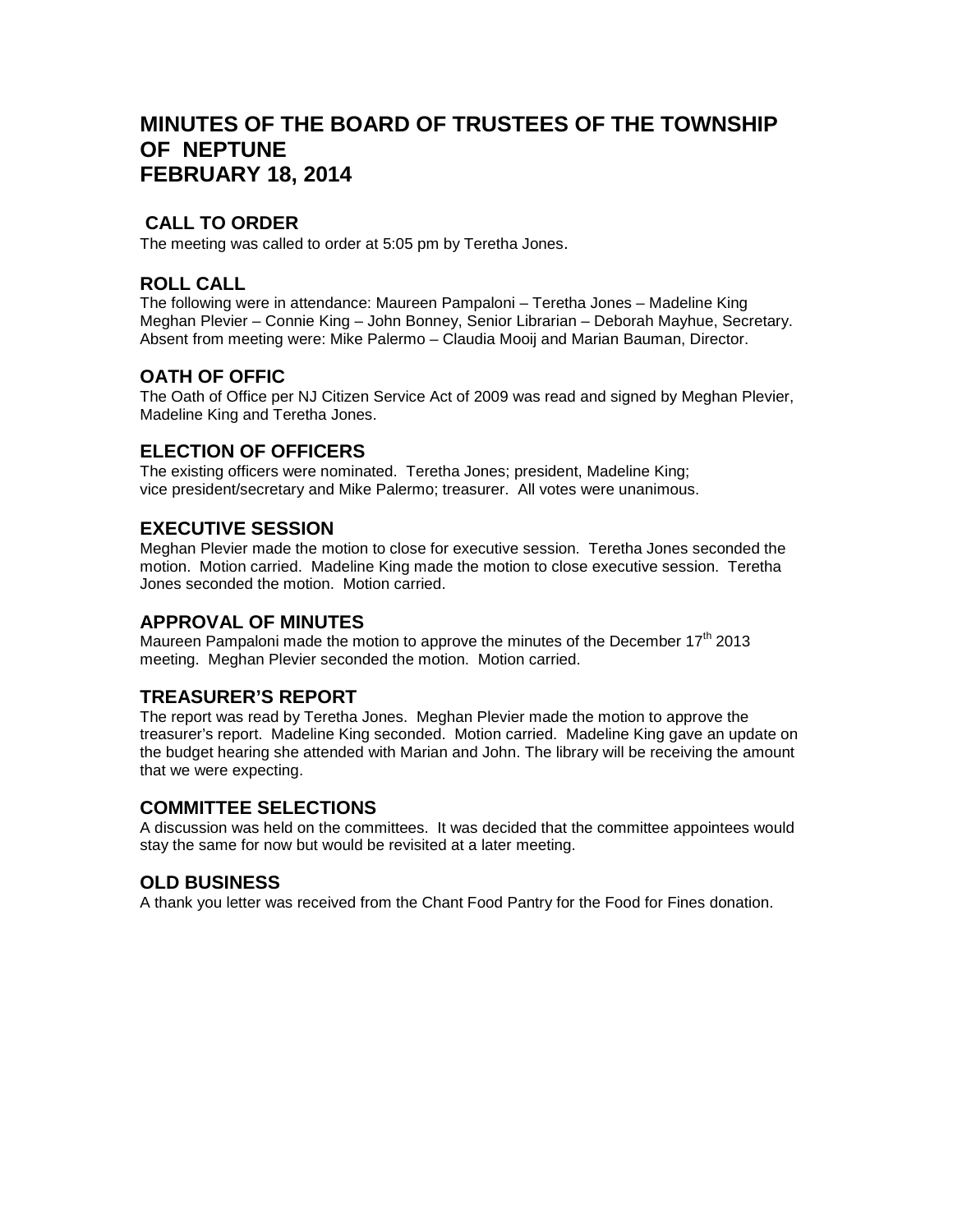# MINUTES OF THE BOARD OF TRUSTEES OF THE TOWNSHIP OF NEPTUNE
# FEBRUARY 18, 2014

## CALL TO ORDER

The meeting was called to order at 5:05 pm by Teretha Jones.

## ROLL CALL

The following were in attendance: Maureen Pampaloni – Teretha Jones – Madeline King Meghan Plevier – Connie King – John Bonney, Senior Librarian – Deborah Mayhue, Secretary. Absent from meeting were: Mike Palermo – Claudia Mooij and Marian Bauman, Director.

## OATH OF OFFIC

The Oath of Office per NJ Citizen Service Act of 2009 was read and signed by Meghan Plevier, Madeline King and Teretha Jones.

## ELECTION OF OFFICERS

The existing officers were nominated. Teretha Jones; president, Madeline King; vice president/secretary and Mike Palermo; treasurer. All votes were unanimous.

## EXECUTIVE SESSION

Meghan Plevier made the motion to close for executive session. Teretha Jones seconded the motion. Motion carried. Madeline King made the motion to close executive session. Teretha Jones seconded the motion. Motion carried.

## APPROVAL OF MINUTES

Maureen Pampaloni made the motion to approve the minutes of the December 17th 2013 meeting. Meghan Plevier seconded the motion. Motion carried.

## TREASURER'S REPORT

The report was read by Teretha Jones. Meghan Plevier made the motion to approve the treasurer's report. Madeline King seconded. Motion carried. Madeline King gave an update on the budget hearing she attended with Marian and John. The library will be receiving the amount that we were expecting.

## COMMITTEE SELECTIONS

A discussion was held on the committees. It was decided that the committee appointees would stay the same for now but would be revisited at a later meeting.

## OLD BUSINESS

A thank you letter was received from the Chant Food Pantry for the Food for Fines donation.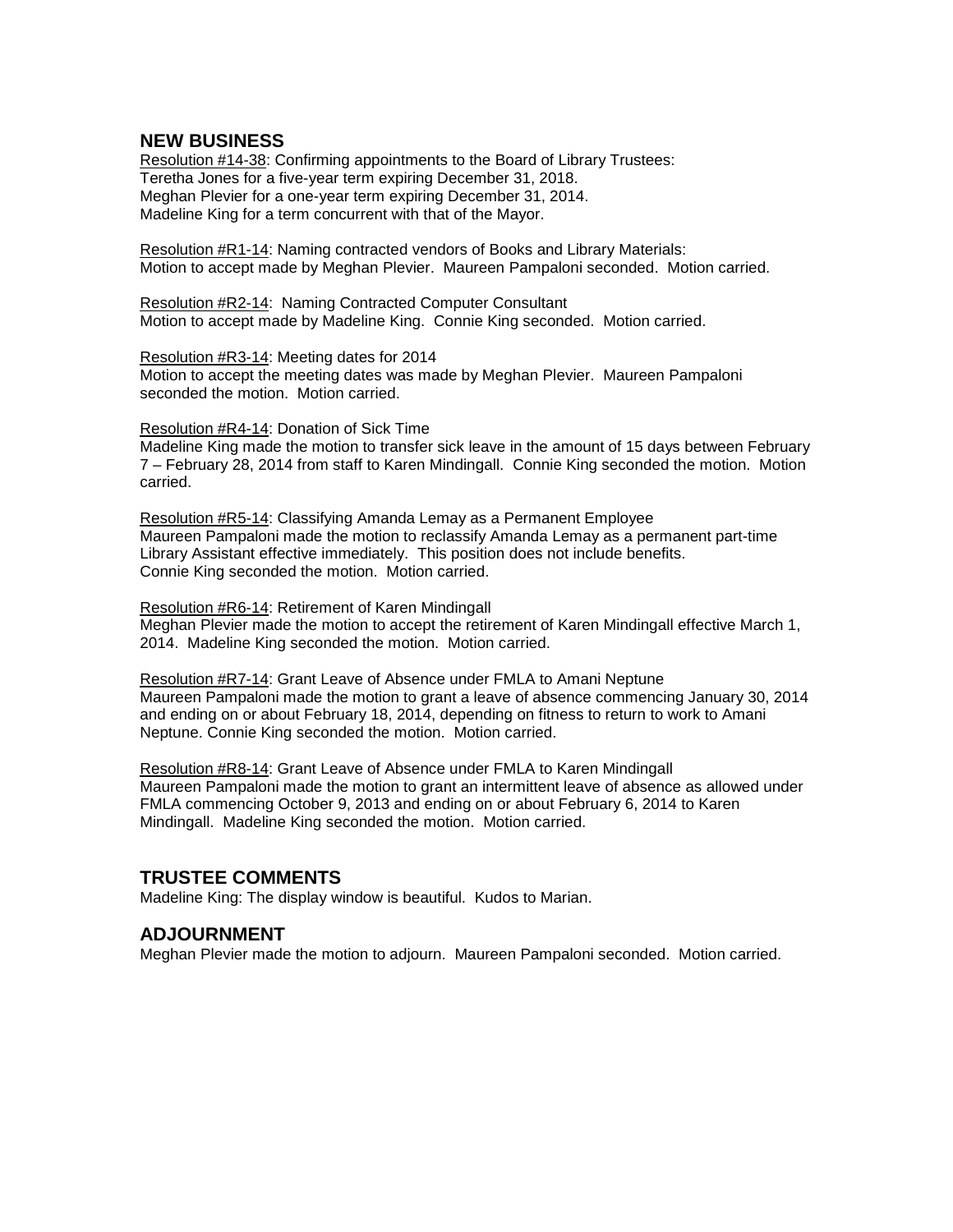## NEW BUSINESS

<u>Resolution #14-38</u>: Confirming appointments to the Board of Library Trustees:
Teretha Jones for a five-year term expiring December 31, 2018.
Meghan Plevier for a one-year term expiring December 31, 2014.
Madeline King for a term concurrent with that of the Mayor.

<u>Resolution #R1-14</u>: Naming contracted vendors of Books and Library Materials:
Motion to accept made by Meghan Plevier. Maureen Pampaloni seconded. Motion carried.

<u>Resolution #R2-14</u>: Naming Contracted Computer Consultant
Motion to accept made by Madeline King. Connie King seconded. Motion carried.

<u>Resolution #R3-14</u>: Meeting dates for 2014
Motion to accept the meeting dates was made by Meghan Plevier. Maureen Pampaloni seconded the motion. Motion carried.

<u>Resolution #R4-14</u>: Donation of Sick Time
Madeline King made the motion to transfer sick leave in the amount of 15 days between February 7 – February 28, 2014 from staff to Karen Mindingall. Connie King seconded the motion. Motion carried.

<u>Resolution #R5-14</u>: Classifying Amanda Lemay as a Permanent Employee
Maureen Pampaloni made the motion to reclassify Amanda Lemay as a permanent part-time Library Assistant effective immediately. This position does not include benefits.
Connie King seconded the motion. Motion carried.

<u>Resolution #R6-14</u>: Retirement of Karen Mindingall
Meghan Plevier made the motion to accept the retirement of Karen Mindingall effective March 1, 2014. Madeline King seconded the motion. Motion carried.

<u>Resolution #R7-14</u>: Grant Leave of Absence under FMLA to Amani Neptune
Maureen Pampaloni made the motion to grant a leave of absence commencing January 30, 2014 and ending on or about February 18, 2014, depending on fitness to return to work to Amani Neptune. Connie King seconded the motion. Motion carried.

<u>Resolution #R8-14</u>: Grant Leave of Absence under FMLA to Karen Mindingall
Maureen Pampaloni made the motion to grant an intermittent leave of absence as allowed under FMLA commencing October 9, 2013 and ending on or about February 6, 2014 to Karen Mindingall. Madeline King seconded the motion. Motion carried.

## TRUSTEE COMMENTS

Madeline King: The display window is beautiful. Kudos to Marian.

## ADJOURNMENT

Meghan Plevier made the motion to adjourn. Maureen Pampaloni seconded. Motion carried.